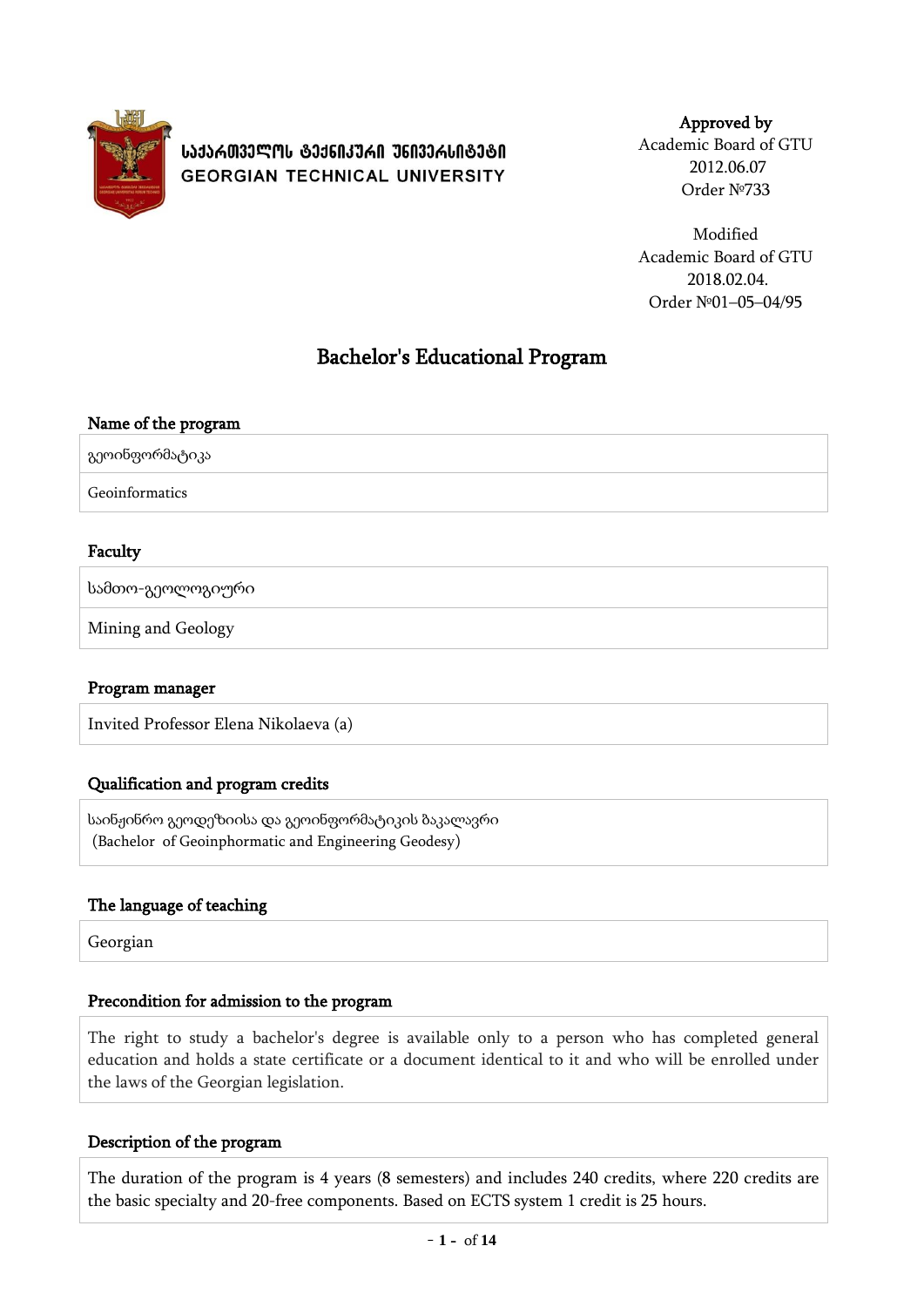**საქართველოს ტექნიკური უნივერსიტეტი**
**GEORGIAN TECHNICAL UNIVERSITY**

**Approved by**
Academic Board of GTU
2012.06.07
Order №733

Modified
Academic Board of GTU
2018.02.04.
Order №01–05–04/95

# Bachelor's Educational Program

### Name of the program

გეოინფორმატიკა

Geoinformatics

### Faculty

სამთო-გეოლოგიური

Mining and Geology

### Program manager

Invited Professor Elena Nikolaeva (a)

### Qualification and program credits

საინჟინრო გეოდეზიისა და გეოინფორმატიკის ბაკალავრი
(Bachelor of Geoinphormatic and Engineering Geodesy)

### The language of teaching

Georgian

### Precondition for admission to the program

The right to study a bachelor's degree is available only to a person who has completed general education and holds a state certificate or a document identical to it and who will be enrolled under the laws of the Georgian legislation.

### Description of the program

The duration of the program is 4 years (8 semesters) and includes 240 credits, where 220 credits are the basic specialty and 20-free components. Based on ECTS system 1 credit is 25 hours.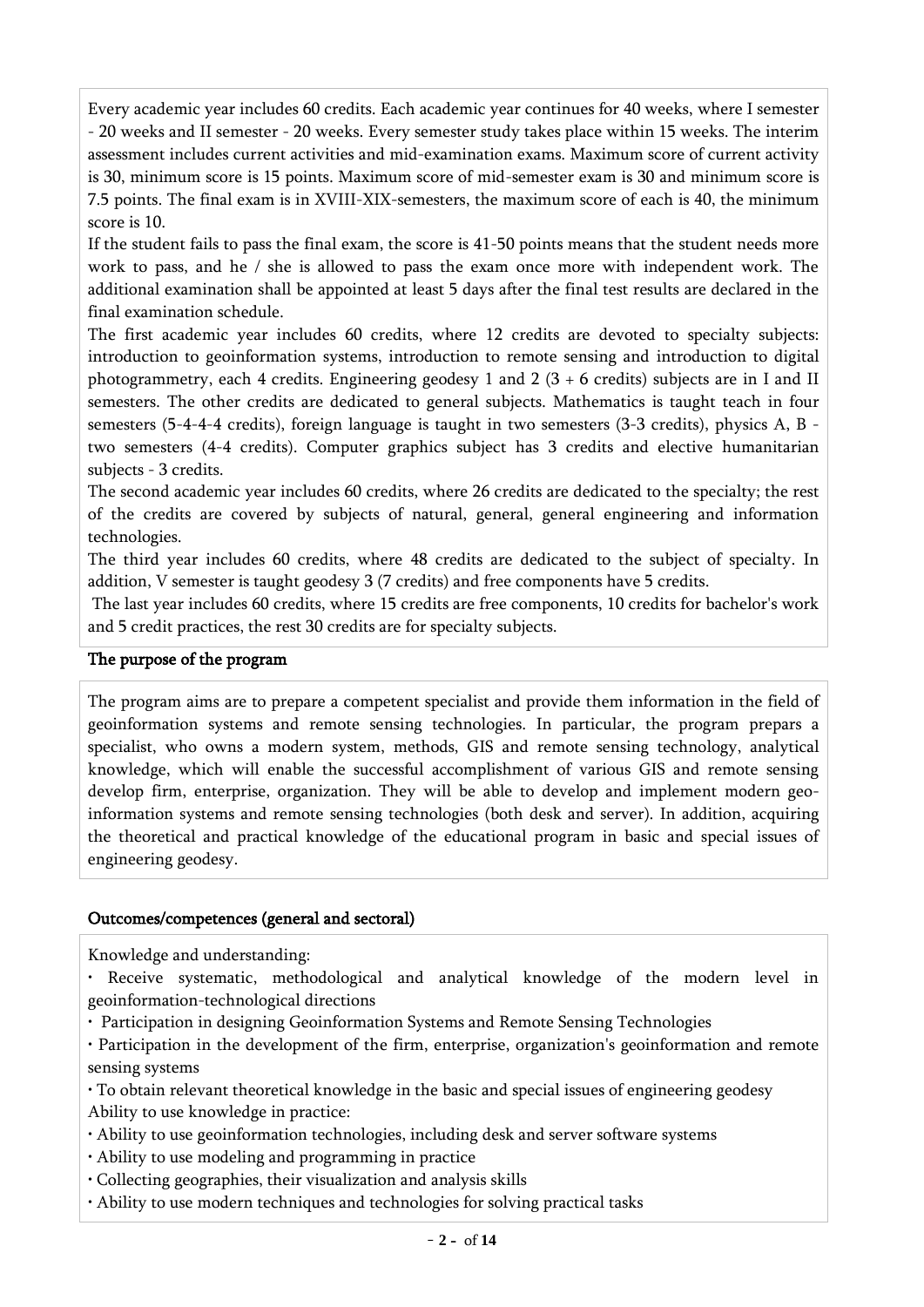Every academic year includes 60 credits. Each academic year continues for 40 weeks, where I semester - 20 weeks and II semester - 20 weeks. Every semester study takes place within 15 weeks. The interim assessment includes current activities and mid-examination exams. Maximum score of current activity is 30, minimum score is 15 points. Maximum score of mid-semester exam is 30 and minimum score is 7.5 points. The final exam is in XVIII-XIX-semesters, the maximum score of each is 40, the minimum score is 10.

If the student fails to pass the final exam, the score is 41-50 points means that the student needs more work to pass, and he / she is allowed to pass the exam once more with independent work. The additional examination shall be appointed at least 5 days after the final test results are declared in the final examination schedule.

The first academic year includes 60 credits, where 12 credits are devoted to specialty subjects: introduction to geoinformation systems, introduction to remote sensing and introduction to digital photogrammetry, each 4 credits. Engineering geodesy 1 and 2 (3 + 6 credits) subjects are in I and II semesters. The other credits are dedicated to general subjects. Mathematics is taught teach in four semesters (5-4-4-4 credits), foreign language is taught in two semesters (3-3 credits), physics A, B - two semesters (4-4 credits). Computer graphics subject has 3 credits and elective humanitarian subjects - 3 credits.

The second academic year includes 60 credits, where 26 credits are dedicated to the specialty; the rest of the credits are covered by subjects of natural, general, general engineering and information technologies.

The third year includes 60 credits, where 48 credits are dedicated to the subject of specialty. In addition, V semester is taught geodesy 3 (7 credits) and free components have 5 credits.

The last year includes 60 credits, where 15 credits are free components, 10 credits for bachelor's work and 5 credit practices, the rest 30 credits are for specialty subjects.

## The purpose of the program

The program aims are to prepare a competent specialist and provide them information in the field of geoinformation systems and remote sensing technologies. In particular, the program preprs a specialist, who owns a modern system, methods, GIS and remote sensing technology, analytical knowledge, which will enable the successful accomplishment of various GIS and remote sensing develop firm, enterprise, organization. They will be able to develop and implement modern geo-information systems and remote sensing technologies (both desk and server). In addition, acquiring the theoretical and practical knowledge of the educational program in basic and special issues of engineering geodesy.

## Outcomes/competences (general and sectoral)

Knowledge and understanding:

- Receive systematic, methodological and analytical knowledge of the modern level in geoinformation-technological directions
- Participation in designing Geoinformation Systems and Remote Sensing Technologies
- Participation in the development of the firm, enterprise, organization's geoinformation and remote sensing systems
- To obtain relevant theoretical knowledge in the basic and special issues of engineering geodesy

Ability to use knowledge in practice:

- Ability to use geoinformation technologies, including desk and server software systems
- Ability to use modeling and programming in practice
- Collecting geographies, their visualization and analysis skills
- Ability to use modern techniques and technologies for solving practical tasks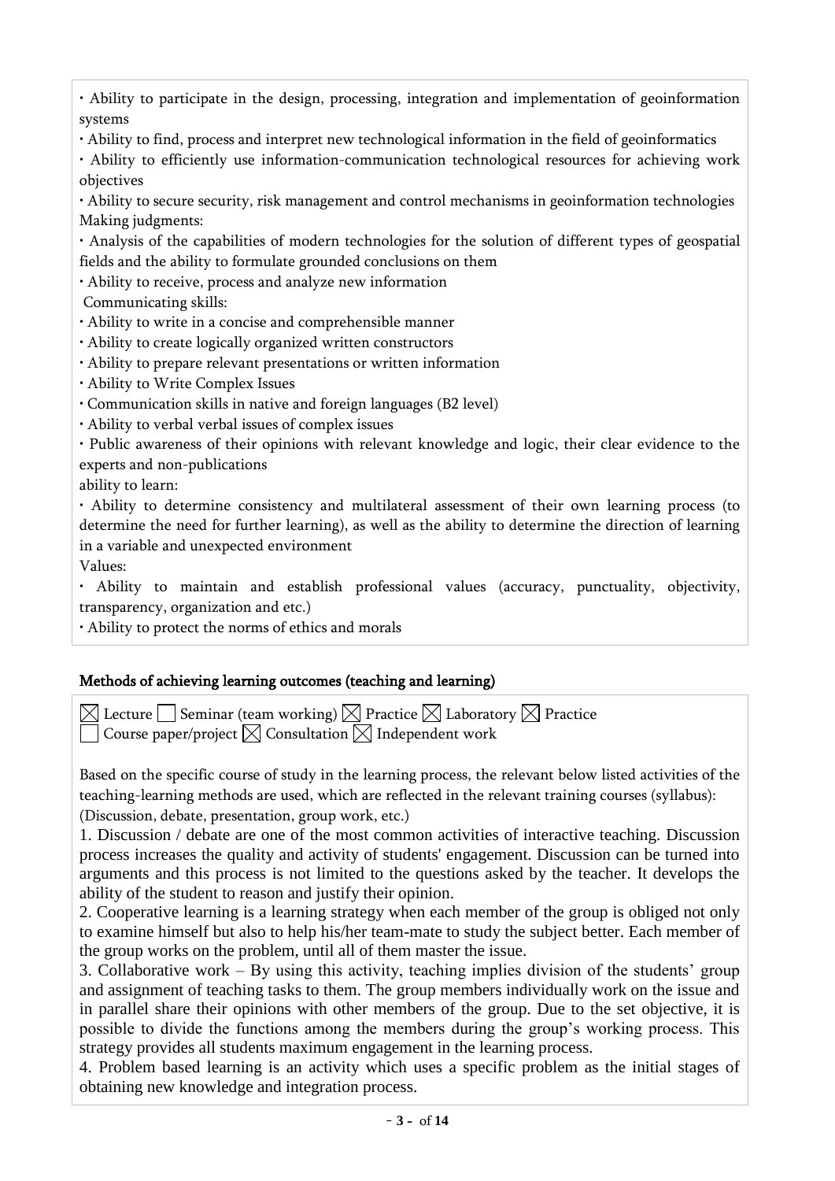• Ability to participate in the design, processing, integration and implementation of geoinformation systems
• Ability to find, process and interpret new technological information in the field of geoinformatics
• Ability to efficiently use information-communication technological resources for achieving work objectives
• Ability to secure security, risk management and control mechanisms in geoinformation technologies

Making judgments:

• Analysis of the capabilities of modern technologies for the solution of different types of geospatial fields and the ability to formulate grounded conclusions on them
• Ability to receive, process and analyze new information

Communicating skills:

• Ability to write in a concise and comprehensible manner
• Ability to create logically organized written constructors
• Ability to prepare relevant presentations or written information
• Ability to Write Complex Issues
• Communication skills in native and foreign languages (B2 level)
• Ability to verbal verbal issues of complex issues
• Public awareness of their opinions with relevant knowledge and logic, their clear evidence to the experts and non-publications

ability to learn:

• Ability to determine consistency and multilateral assessment of their own learning process (to determine the need for further learning), as well as the ability to determine the direction of learning in a variable and unexpected environment

Values:

• Ability to maintain and establish professional values (accuracy, punctuality, objectivity, transparency, organization and etc.)
• Ability to protect the norms of ethics and morals

## Methods of achieving learning outcomes (teaching and learning)

☒ Lecture ☐ Seminar (team working) ☒ Practice ☒ Laboratory ☒ Practice
☐ Course paper/project ☒ Consultation ☒ Independent work

Based on the specific course of study in the learning process, the relevant below listed activities of the teaching-learning methods are used, which are reflected in the relevant training courses (syllabus): (Discussion, debate, presentation, group work, etc.)

1. Discussion / debate are one of the most common activities of interactive teaching. Discussion process increases the quality and activity of students' engagement. Discussion can be turned into arguments and this process is not limited to the questions asked by the teacher. It develops the ability of the student to reason and justify their opinion.
2. Cooperative learning is a learning strategy when each member of the group is obliged not only to examine himself but also to help his/her team-mate to study the subject better. Each member of the group works on the problem, until all of them master the issue.
3. Collaborative work – By using this activity, teaching implies division of the students' group and assignment of teaching tasks to them. The group members individually work on the issue and in parallel share their opinions with other members of the group. Due to the set objective, it is possible to divide the functions among the members during the group's working process. This strategy provides all students maximum engagement in the learning process.
4. Problem based learning is an activity which uses a specific problem as the initial stages of obtaining new knowledge and integration process.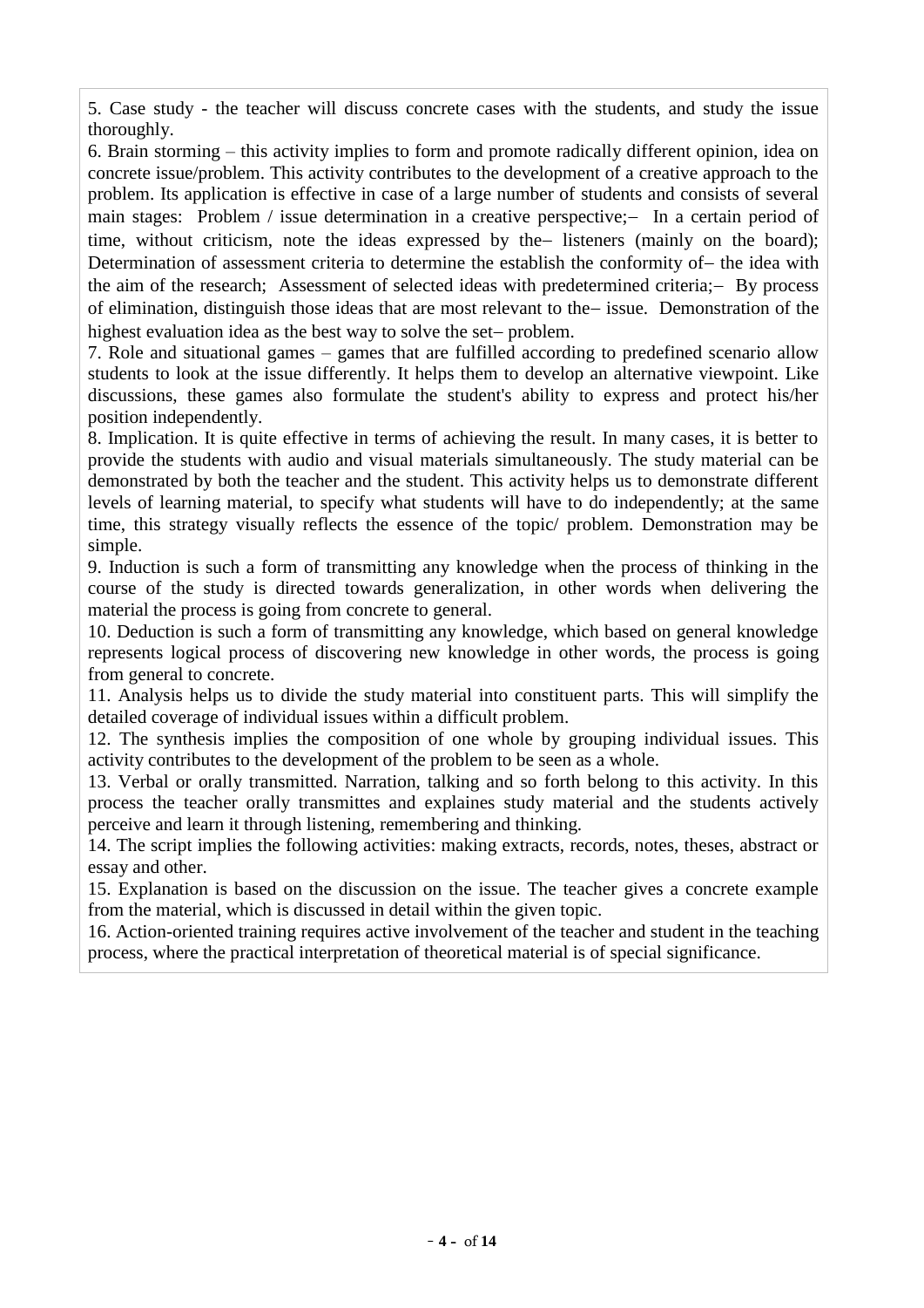5. Case study - the teacher will discuss concrete cases with the students, and study the issue thoroughly.

6. Brain storming – this activity implies to form and promote radically different opinion, idea on concrete issue/problem. This activity contributes to the development of a creative approach to the problem. Its application is effective in case of a large number of students and consists of several main stages: Problem / issue determination in a creative perspective;– In a certain period of time, without criticism, note the ideas expressed by the– listeners (mainly on the board); Determination of assessment criteria to determine the establish the conformity of– the idea with the aim of the research; Assessment of selected ideas with predetermined criteria;– By process of elimination, distinguish those ideas that are most relevant to the– issue. Demonstration of the highest evaluation idea as the best way to solve the set– problem.

7. Role and situational games – games that are fulfilled according to predefined scenario allow students to look at the issue differently. It helps them to develop an alternative viewpoint. Like discussions, these games also formulate the student's ability to express and protect his/her position independently.

8. Implication. It is quite effective in terms of achieving the result. In many cases, it is better to provide the students with audio and visual materials simultaneously. The study material can be demonstrated by both the teacher and the student. This activity helps us to demonstrate different levels of learning material, to specify what students will have to do independently; at the same time, this strategy visually reflects the essence of the topic/ problem. Demonstration may be simple.

9. Induction is such a form of transmitting any knowledge when the process of thinking in the course of the study is directed towards generalization, in other words when delivering the material the process is going from concrete to general.

10. Deduction is such a form of transmitting any knowledge, which based on general knowledge represents logical process of discovering new knowledge in other words, the process is going from general to concrete.

11. Analysis helps us to divide the study material into constituent parts. This will simplify the detailed coverage of individual issues within a difficult problem.

12. The synthesis implies the composition of one whole by grouping individual issues. This activity contributes to the development of the problem to be seen as a whole.

13. Verbal or orally transmitted. Narration, talking and so forth belong to this activity. In this process the teacher orally transmittes and explaines study material and the students actively perceive and learn it through listening, remembering and thinking.

14. The script implies the following activities: making extracts, records, notes, theses, abstract or essay and other.

15. Explanation is based on the discussion on the issue. The teacher gives a concrete example from the material, which is discussed in detail within the given topic.

16. Action-oriented training requires active involvement of the teacher and student in the teaching process, where the practical interpretation of theoretical material is of special significance.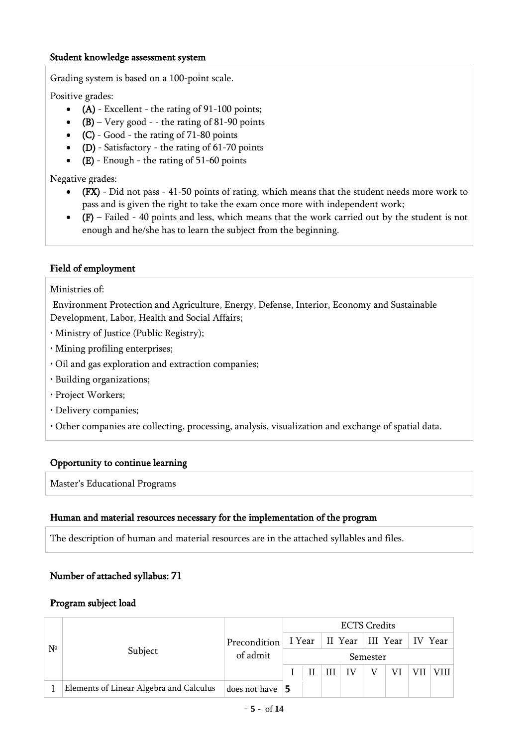#### Student knowledge assessment system

Grading system is based on a 100-point scale.

Positive grades:

- **(A)** - Excellent - the rating of 91-100 points;
- **(B)** – Very good - - the rating of 81-90 points
- **(C)** - Good - the rating of 71-80 points
- **(D)** - Satisfactory - the rating of 61-70 points
- **(E)** - Enough - the rating of 51-60 points

Negative grades:

- **(FX)** - Did not pass - 41-50 points of rating, which means that the student needs more work to pass and is given the right to take the exam once more with independent work;
- **(F)** – Failed - 40 points and less, which means that the work carried out by the student is not enough and he/she has to learn the subject from the beginning.

#### Field of employment

Ministries of:

Environment Protection and Agriculture, Energy, Defense, Interior, Economy and Sustainable Development, Labor, Health and Social Affairs;

• Ministry of Justice (Public Registry);

• Mining profiling enterprises;

• Oil and gas exploration and extraction companies;

• Building organizations;

• Project Workers;

• Delivery companies;

• Other companies are collecting, processing, analysis, visualization and exchange of spatial data.

#### Opportunity to continue learning

Master's Educational Programs

#### Human and material resources necessary for the implementation of the program

The description of human and material resources are in the attached syllables and files.

#### Number of attached syllabus: 71

#### Program subject load

| № | Subject | Precondition of admit | ECTS Credits | | | | | | | |
|---|---|---|---|---|---|---|---|---|---|---|
| | | | I Year | | II Year | | III Year | | IV Year | |
| | | | Semester | | | | | | | |
| | | | I | II | III | IV | V | VI | VII | VIII |
| 1 | Elements of Linear Algebra and Calculus | does not have | **5** | | | | | | | |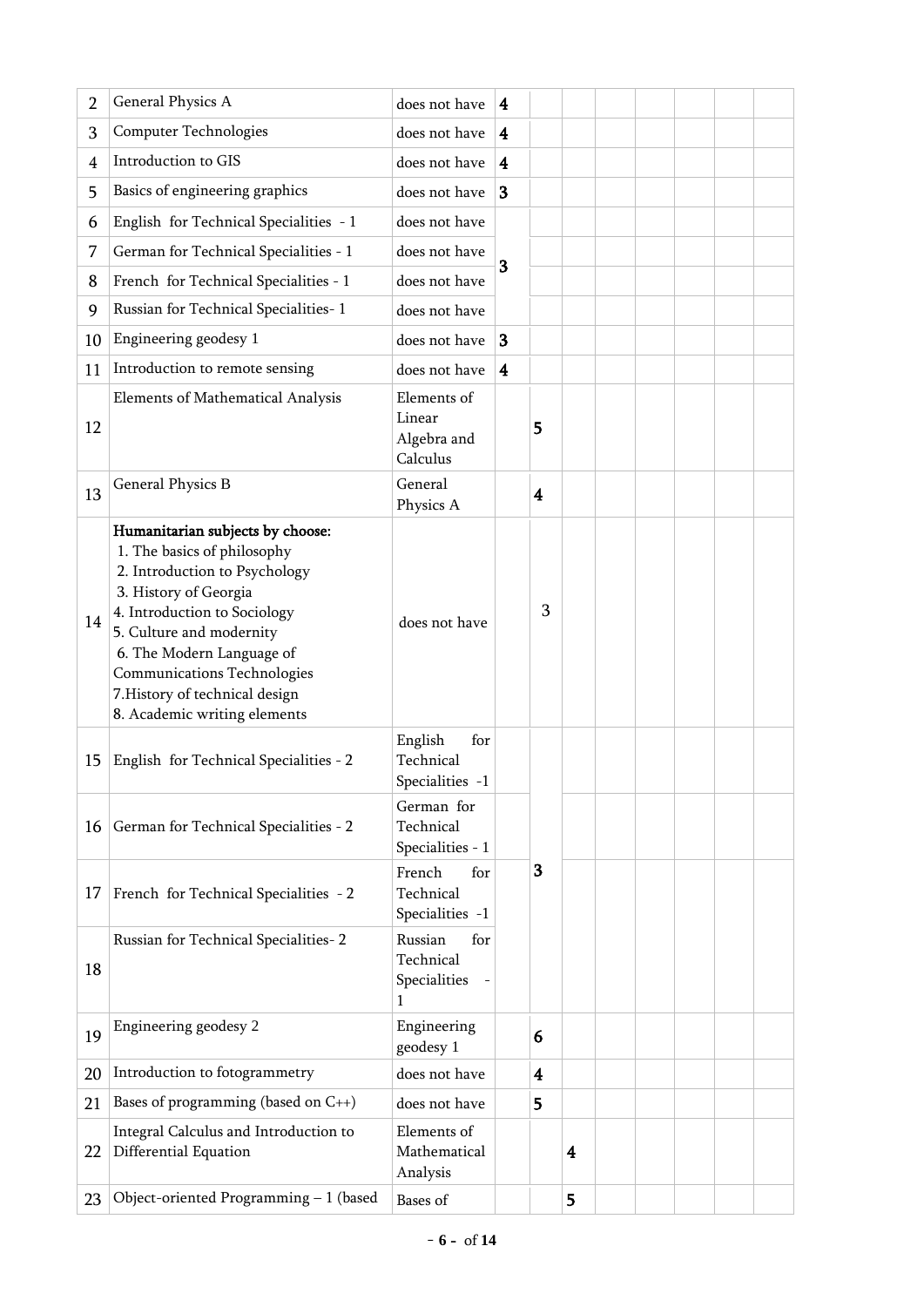| 2 | General Physics A | does not have | 4 | | | | | | | |
|---|---|---|---|---|---|---|---|---|---|---|
| 3 | Computer Technologies | does not have | 4 | | | | | | | |
| 4 | Introduction to GIS | does not have | 4 | | | | | | | |
| 5 | Basics of engineering graphics | does not have | 3 | | | | | | | |
| 6 | English for Technical Specialities - 1 | does not have | 3 | | | | | | | |
| 7 | German for Technical Specialities - 1 | does not have | | | | | | | | |
| 8 | French for Technical Specialities - 1 | does not have | | | | | | | | |
| 9 | Russian for Technical Specialities- 1 | does not have | | | | | | | | |
| 10 | Engineering geodesy 1 | does not have | 3 | | | | | | | |
| 11 | Introduction to remote sensing | does not have | 4 | | | | | | | |
| 12 | Elements of Mathematical Analysis | Elements of Linear Algebra and Calculus | | 5 | | | | | | |
| 13 | General Physics B | General Physics A | | 4 | | | | | | |
| 14 | **Humanitarian subjects by choose:** 1. The basics of philosophy 2. Introduction to Psychology 3. History of Georgia 4. Introduction to Sociology 5. Culture and modernity 6. The Modern Language of Communications Technologies 7.History of technical design 8. Academic writing elements | does not have | | 3 | | | | | | |
| 15 | English for Technical Specialities - 2 | English for Technical Specialities -1 | | 3 | | | | | | |
| 16 | German for Technical Specialities - 2 | German for Technical Specialities - 1 | | | | | | | | |
| 17 | French for Technical Specialities - 2 | French for Technical Specialities -1 | | | | | | | | |
| 18 | Russian for Technical Specialities- 2 | Russian for Technical Specialities - 1 | | | | | | | | |
| 19 | Engineering geodesy 2 | Engineering geodesy 1 | | 6 | | | | | | |
| 20 | Introduction to fotogrammetry | does not have | | 4 | | | | | | |
| 21 | Bases of programming (based on C++) | does not have | | 5 | | | | | | |
| 22 | Integral Calculus and Introduction to Differential Equation | Elements of Mathematical Analysis | | | 4 | | | | | |
| 23 | Object-oriented Programming – 1 (based | Bases of | | | 5 | | | | | |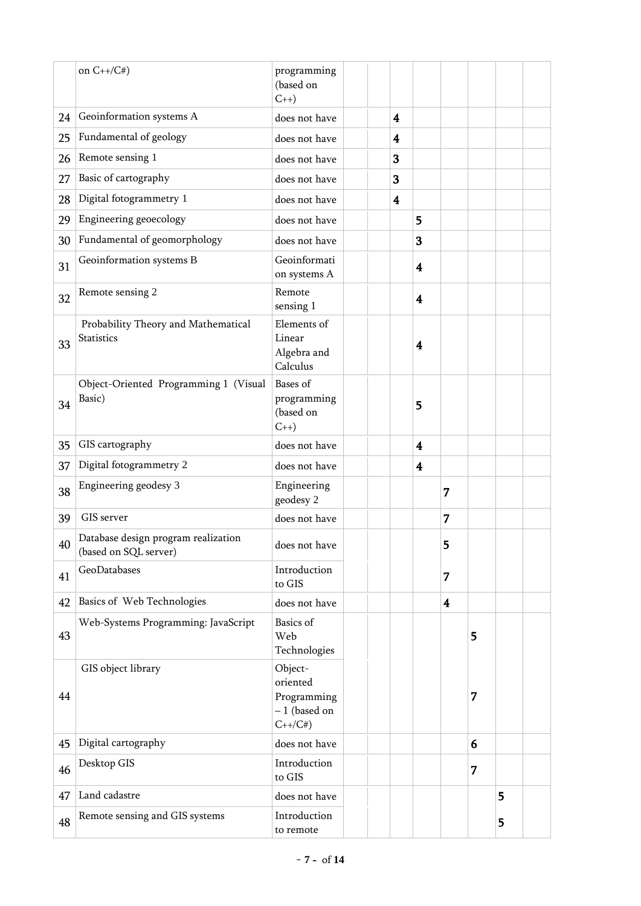| | | | | | | | | | | |
|---|---|---|---|---|---|---|---|---|---|---|
| | on C++/C#) | programming (based on C++) | | | | | | | | |
| 24 | Geoinformation systems A | does not have | | | 4 | | | | | |
| 25 | Fundamental of geology | does not have | | | 4 | | | | | |
| 26 | Remote sensing 1 | does not have | | | 3 | | | | | |
| 27 | Basic of cartography | does not have | | | 3 | | | | | |
| 28 | Digital fotogrammetry 1 | does not have | | | 4 | | | | | |
| 29 | Engineering geoecology | does not have | | | | 5 | | | | |
| 30 | Fundamental of geomorphology | does not have | | | | 3 | | | | |
| 31 | Geoinformation systems B | Geoinformation systems A | | | | 4 | | | | |
| 32 | Remote sensing 2 | Remote sensing 1 | | | | 4 | | | | |
| 33 | Probability Theory and Mathematical Statistics | Elements of Linear Algebra and Calculus | | | | 4 | | | | |
| 34 | Object-Oriented Programming 1 (Visual Basic) | Bases of programming (based on C++) | | | | 5 | | | | |
| 35 | GIS cartography | does not have | | | | 4 | | | | |
| 37 | Digital fotogrammetry 2 | does not have | | | | 4 | | | | |
| 38 | Engineering geodesy 3 | Engineering geodesy 2 | | | | | 7 | | | |
| 39 | GIS server | does not have | | | | | 7 | | | |
| 40 | Database design program realization (based on SQL server) | does not have | | | | | 5 | | | |
| 41 | GeoDatabases | Introduction to GIS | | | | | 7 | | | |
| 42 | Basics of Web Technologies | does not have | | | | | 4 | | | |
| 43 | Web-Systems Programming: JavaScript | Basics of Web Technologies | | | | | | 5 | | |
| 44 | GIS object library | Object-oriented Programming – 1 (based on C++/C#) | | | | | | 7 | | |
| 45 | Digital cartography | does not have | | | | | | 6 | | |
| 46 | Desktop GIS | Introduction to GIS | | | | | | 7 | | |
| 47 | Land cadastre | does not have | | | | | | | 5 | |
| 48 | Remote sensing and GIS systems | Introduction to remote | | | | | | | 5 | |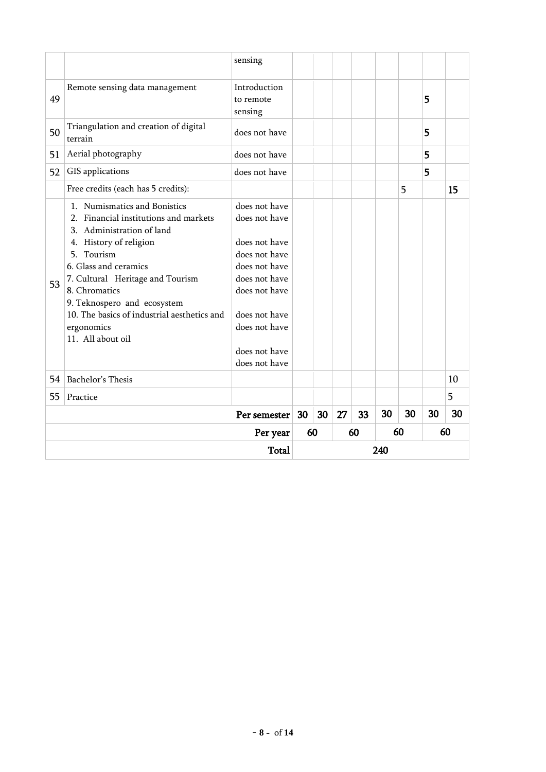| | | sensing | | | | | | | | |
|---|---|---|---|---|---|---|---|---|---|---|
| 49 | Remote sensing data management | Introduction to remote sensing | | | | | | | 5 | |
| 50 | Triangulation and creation of digital terrain | does not have | | | | | | | 5 | |
| 51 | Aerial photography | does not have | | | | | | | 5 | |
| 52 | GIS applications | does not have | | | | | | | 5 | |
| | Free credits (each has 5 credits): | | | | | | | 5 | | 15 |
| 53 | 1. Numismatics and Bonistics<br>2. Financial institutions and markets<br>3. Administration of land<br>4. History of religion<br>5. Tourism<br>6. Glass and ceramics<br>7. Cultural Heritage and Tourism<br>8. Chromatics<br>9. Teknospero and ecosystem<br>10. The basics of industrial aesthetics and ergonomics<br>11. All about oil | does not have<br>does not have<br>does not have<br>does not have<br>does not have<br>does not have<br>does not have<br>does not have<br>does not have<br>does not have<br>does not have | | | | | | | | |
| 54 | Bachelor's Thesis | | | | | | | | | 10 |
| 55 | Practice | | | | | | | | | 5 |
| | | **Per semester** | **30** | **30** | **27** | **33** | **30** | **30** | **30** | **30** |
| | | **Per year** | **60** | | **60** | | **60** | | **60** | |
| | | **Total** | **240** | | | | | | | |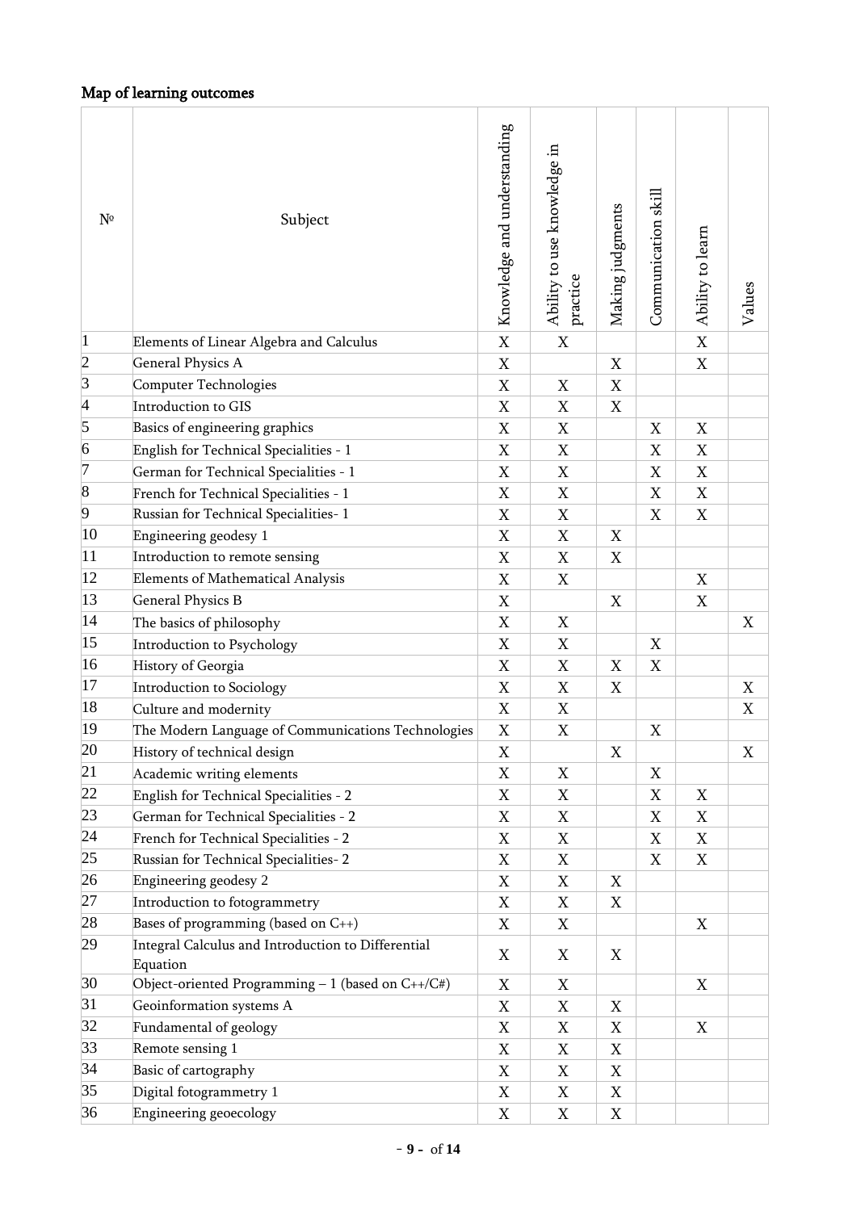**Map of learning outcomes**

| № | Subject | Knowledge and understanding | Ability to use knowledge in practice | Making judgments | Communication skill | Ability to learn | Values |
|---|---|---|---|---|---|---|---|
| 1 | Elements of Linear Algebra and Calculus | X | X | | | X | |
| 2 | General Physics A | X | | X | | X | |
| 3 | Computer Technologies | X | X | X | | | |
| 4 | Introduction to GIS | X | X | X | | | |
| 5 | Basics of engineering graphics | X | X | | X | X | |
| 6 | English for Technical Specialities - 1 | X | X | | X | X | |
| 7 | German for Technical Specialities - 1 | X | X | | X | X | |
| 8 | French for Technical Specialities - 1 | X | X | | X | X | |
| 9 | Russian for Technical Specialities- 1 | X | X | | X | X | |
| 10 | Engineering geodesy 1 | X | X | X | | | |
| 11 | Introduction to remote sensing | X | X | X | | | |
| 12 | Elements of Mathematical Analysis | X | X | | | X | |
| 13 | General Physics B | X | | X | | X | |
| 14 | The basics of philosophy | X | X | | | | X |
| 15 | Introduction to Psychology | X | X | | X | | |
| 16 | History of Georgia | X | X | X | X | | |
| 17 | Introduction to Sociology | X | X | X | | | X |
| 18 | Culture and modernity | X | X | | | | X |
| 19 | The Modern Language of Communications Technologies | X | X | | X | | |
| 20 | History of technical design | X | | X | | | X |
| 21 | Academic writing elements | X | X | | X | | |
| 22 | English for Technical Specialities - 2 | X | X | | X | X | |
| 23 | German for Technical Specialities - 2 | X | X | | X | X | |
| 24 | French for Technical Specialities - 2 | X | X | | X | X | |
| 25 | Russian for Technical Specialities- 2 | X | X | | X | X | |
| 26 | Engineering geodesy 2 | X | X | X | | | |
| 27 | Introduction to fotogrammetry | X | X | X | | | |
| 28 | Bases of programming (based on C++) | X | X | | | X | |
| 29 | Integral Calculus and Introduction to Differential Equation | X | X | X | | | |
| 30 | Object-oriented Programming – 1 (based on C++/C#) | X | X | | | X | |
| 31 | Geoinformation systems A | X | X | X | | | |
| 32 | Fundamental of geology | X | X | X | | X | |
| 33 | Remote sensing 1 | X | X | X | | | |
| 34 | Basic of cartography | X | X | X | | | |
| 35 | Digital fotogrammetry 1 | X | X | X | | | |
| 36 | Engineering geoecology | X | X | X | | | |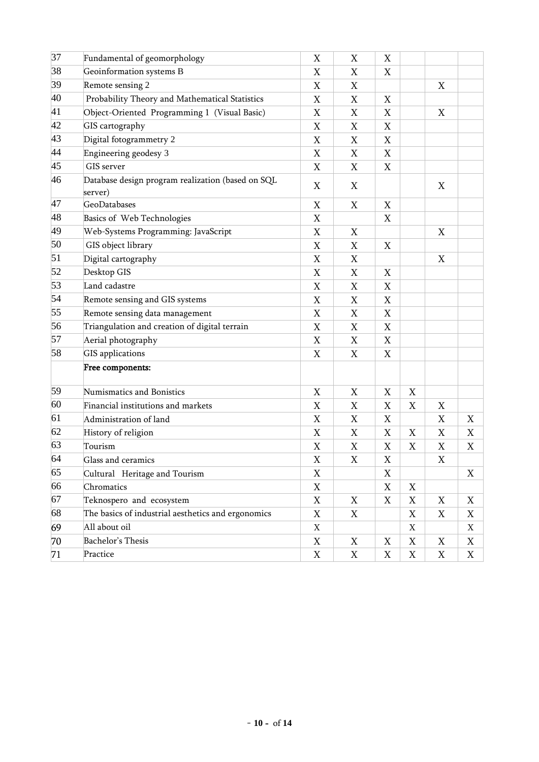| | | | | | | | |
|---|---|---|---|---|---|---|---|
| 37 | Fundamental of geomorphology | X | X | X | | | |
| 38 | Geoinformation systems B | X | X | X | | | |
| 39 | Remote sensing 2 | X | X | | | X | |
| 40 | Probability Theory and Mathematical Statistics | X | X | X | | | |
| 41 | Object-Oriented Programming 1 (Visual Basic) | X | X | X | | X | |
| 42 | GIS cartography | X | X | X | | | |
| 43 | Digital fotogrammetry 2 | X | X | X | | | |
| 44 | Engineering geodesy 3 | X | X | X | | | |
| 45 | GIS server | X | X | X | | | |
| 46 | Database design program realization (based on SQL server) | X | X | | | X | |
| 47 | GeoDatabases | X | X | X | | | |
| 48 | Basics of Web Technologies | X | | X | | | |
| 49 | Web-Systems Programming: JavaScript | X | X | | | X | |
| 50 | GIS object library | X | X | X | | | |
| 51 | Digital cartography | X | X | | | X | |
| 52 | Desktop GIS | X | X | X | | | |
| 53 | Land cadastre | X | X | X | | | |
| 54 | Remote sensing and GIS systems | X | X | X | | | |
| 55 | Remote sensing data management | X | X | X | | | |
| 56 | Triangulation and creation of digital terrain | X | X | X | | | |
| 57 | Aerial photography | X | X | X | | | |
| 58 | GIS applications | X | X | X | | | |
| | **Free components:** | | | | | | |
| 59 | Numismatics and Bonistics | X | X | X | X | | |
| 60 | Financial institutions and markets | X | X | X | X | X | |
| 61 | Administration of land | X | X | X | | X | X |
| 62 | History of religion | X | X | X | X | X | X |
| 63 | Tourism | X | X | X | X | X | X |
| 64 | Glass and ceramics | X | X | X | | X | |
| 65 | Cultural Heritage and Tourism | X | | X | | | X |
| 66 | Chromatics | X | | X | X | | |
| 67 | Teknospero and ecosystem | X | X | X | X | X | X |
| 68 | The basics of industrial aesthetics and ergonomics | X | X | | X | X | X |
| 69 | All about oil | X | | | X | | X |
| 70 | Bachelor's Thesis | X | X | X | X | X | X |
| 71 | Practice | X | X | X | X | X | X |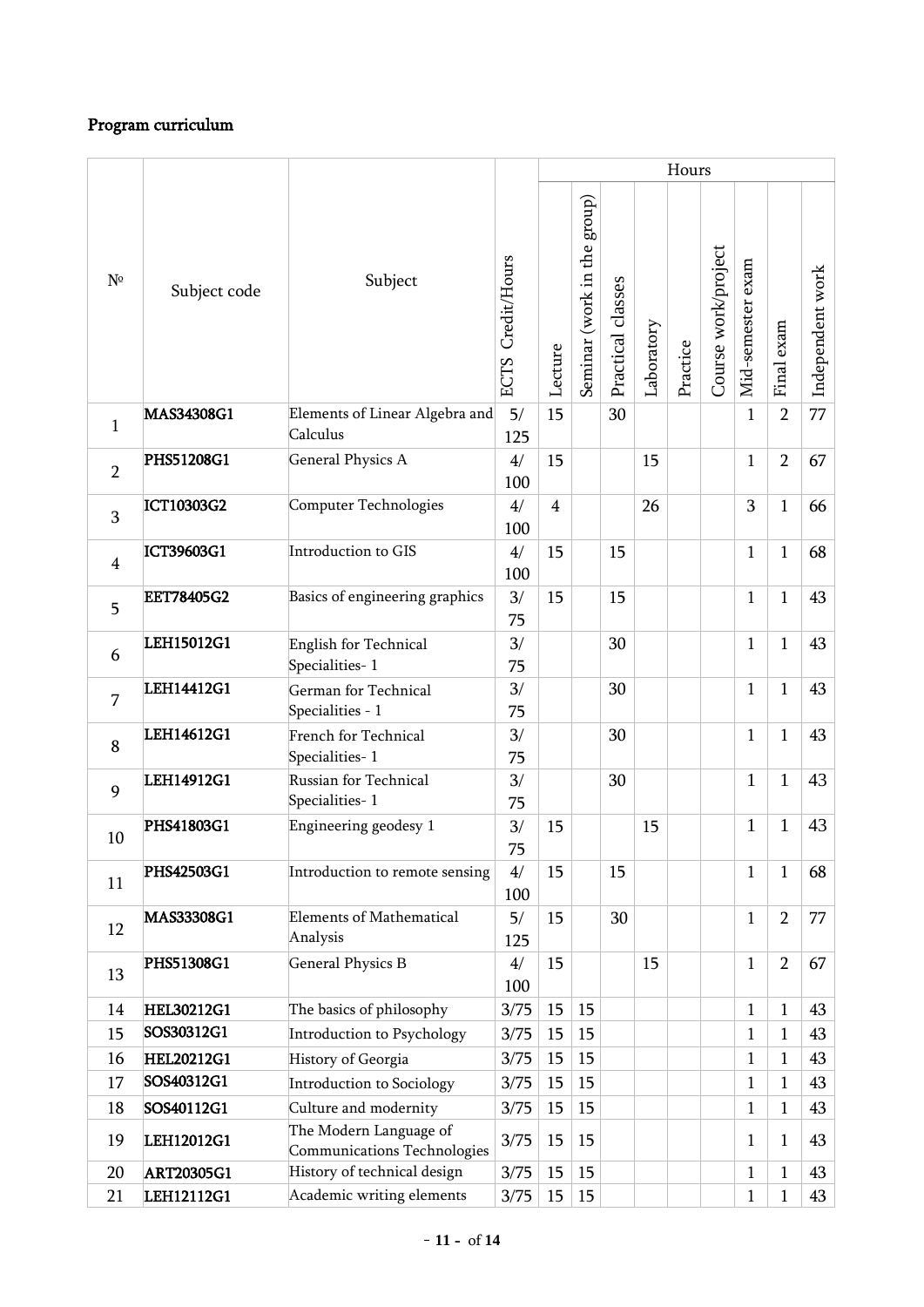**Program curriculum**

| № | Subject code | Subject | ECTS Credit/Hours | Hours | | | | | | | | |
|---|---|---|---|---|---|---|---|---|---|---|---|---|
| | | | | Lecture | Seminar (work in the group) | Practical classes | Laboratory | Practice | Course work/project | Mid-semester exam | Final exam | Independent work |
| 1 | MAS34308G1 | Elements of Linear Algebra and Calculus | 5/ 125 | 15 | | 30 | | | | 1 | 2 | 77 |
| 2 | PHS51208G1 | General Physics A | 4/ 100 | 15 | | | 15 | | | 1 | 2 | 67 |
| 3 | ICT10303G2 | Computer Technologies | 4/ 100 | 4 | | | 26 | | | 3 | 1 | 66 |
| 4 | ICT39603G1 | Introduction to GIS | 4/ 100 | 15 | | 15 | | | | 1 | 1 | 68 |
| 5 | EET78405G2 | Basics of engineering graphics | 3/ 75 | 15 | | 15 | | | | 1 | 1 | 43 |
| 6 | LEH15012G1 | English for Technical Specialities- 1 | 3/ 75 | | | 30 | | | | 1 | 1 | 43 |
| 7 | LEH14412G1 | German for Technical Specialities - 1 | 3/ 75 | | | 30 | | | | 1 | 1 | 43 |
| 8 | LEH14612G1 | French for Technical Specialities- 1 | 3/ 75 | | | 30 | | | | 1 | 1 | 43 |
| 9 | LEH14912G1 | Russian for Technical Specialities- 1 | 3/ 75 | | | 30 | | | | 1 | 1 | 43 |
| 10 | PHS41803G1 | Engineering geodesy 1 | 3/ 75 | 15 | | | 15 | | | 1 | 1 | 43 |
| 11 | PHS42503G1 | Introduction to remote sensing | 4/ 100 | 15 | | 15 | | | | 1 | 1 | 68 |
| 12 | MAS33308G1 | Elements of Mathematical Analysis | 5/ 125 | 15 | | 30 | | | | 1 | 2 | 77 |
| 13 | PHS51308G1 | General Physics B | 4/ 100 | 15 | | | 15 | | | 1 | 2 | 67 |
| 14 | HEL30212G1 | The basics of philosophy | 3/75 | 15 | 15 | | | | | 1 | 1 | 43 |
| 15 | SOS30312G1 | Introduction to Psychology | 3/75 | 15 | 15 | | | | | 1 | 1 | 43 |
| 16 | HEL20212G1 | History of Georgia | 3/75 | 15 | 15 | | | | | 1 | 1 | 43 |
| 17 | SOS40312G1 | Introduction to Sociology | 3/75 | 15 | 15 | | | | | 1 | 1 | 43 |
| 18 | SOS40112G1 | Culture and modernity | 3/75 | 15 | 15 | | | | | 1 | 1 | 43 |
| 19 | LEH12012G1 | The Modern Language of Communications Technologies | 3/75 | 15 | 15 | | | | | 1 | 1 | 43 |
| 20 | ART20305G1 | History of technical design | 3/75 | 15 | 15 | | | | | 1 | 1 | 43 |
| 21 | LEH12112G1 | Academic writing elements | 3/75 | 15 | 15 | | | | | 1 | 1 | 43 |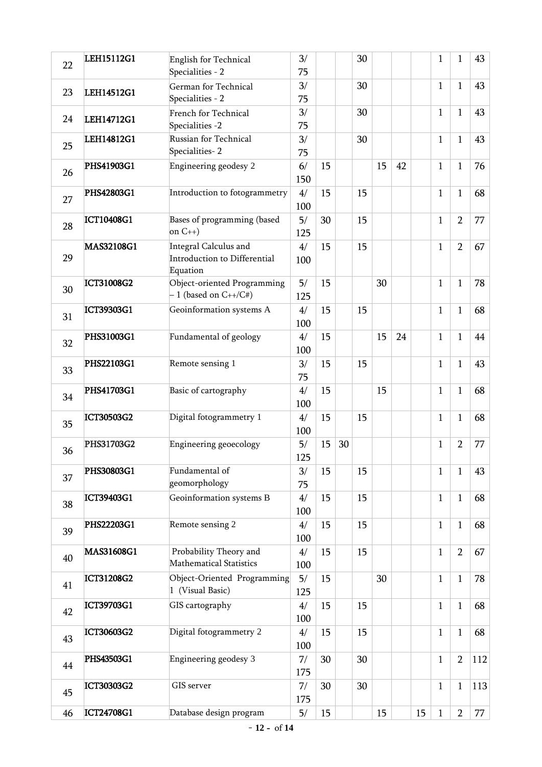| | | | | | | | | | | | | |
|---|---|---|---|---|---|---|---|---|---|---|---|---|
| 22 | LEH15112G1 | English for Technical Specialities - 2 | 3/ 75 | | | 30 | | | | 1 | 1 | 43 |
| 23 | LEH14512G1 | German for Technical Specialities - 2 | 3/ 75 | | | 30 | | | | 1 | 1 | 43 |
| 24 | LEH14712G1 | French for Technical Specialities -2 | 3/ 75 | | | 30 | | | | 1 | 1 | 43 |
| 25 | LEH14812G1 | Russian for Technical Specialities- 2 | 3/ 75 | | | 30 | | | | 1 | 1 | 43 |
| 26 | PHS41903G1 | Engineering geodesy 2 | 6/ 150 | 15 | | | 15 | 42 | | 1 | 1 | 76 |
| 27 | PHS42803G1 | Introduction to fotogrammetry | 4/ 100 | 15 | | 15 | | | | 1 | 1 | 68 |
| 28 | ICT10408G1 | Bases of programming (based on C++) | 5/ 125 | 30 | | 15 | | | | 1 | 2 | 77 |
| 29 | MAS32108G1 | Integral Calculus and Introduction to Differential Equation | 4/ 100 | 15 | | 15 | | | | 1 | 2 | 67 |
| 30 | ICT31008G2 | Object-oriented Programming – 1 (based on C++/C#) | 5/ 125 | 15 | | | 30 | | | 1 | 1 | 78 |
| 31 | ICT39303G1 | Geoinformation systems A | 4/ 100 | 15 | | 15 | | | | 1 | 1 | 68 |
| 32 | PHS31003G1 | Fundamental of geology | 4/ 100 | 15 | | | 15 | 24 | | 1 | 1 | 44 |
| 33 | PHS22103G1 | Remote sensing 1 | 3/ 75 | 15 | | 15 | | | | 1 | 1 | 43 |
| 34 | PHS41703G1 | Basic of cartography | 4/ 100 | 15 | | | 15 | | | 1 | 1 | 68 |
| 35 | ICT30503G2 | Digital fotogrammetry 1 | 4/ 100 | 15 | | 15 | | | | 1 | 1 | 68 |
| 36 | PHS31703G2 | Engineering geoecology | 5/ 125 | 15 | 30 | | | | | 1 | 2 | 77 |
| 37 | PHS30803G1 | Fundamental of geomorphology | 3/ 75 | 15 | | 15 | | | | 1 | 1 | 43 |
| 38 | ICT39403G1 | Geoinformation systems B | 4/ 100 | 15 | | 15 | | | | 1 | 1 | 68 |
| 39 | PHS22203G1 | Remote sensing 2 | 4/ 100 | 15 | | 15 | | | | 1 | 1 | 68 |
| 40 | MAS31608G1 | Probability Theory and Mathematical Statistics | 4/ 100 | 15 | | 15 | | | | 1 | 2 | 67 |
| 41 | ICT31208G2 | Object-Oriented Programming 1 (Visual Basic) | 5/ 125 | 15 | | | 30 | | | 1 | 1 | 78 |
| 42 | ICT39703G1 | GIS cartography | 4/ 100 | 15 | | 15 | | | | 1 | 1 | 68 |
| 43 | ICT30603G2 | Digital fotogrammetry 2 | 4/ 100 | 15 | | 15 | | | | 1 | 1 | 68 |
| 44 | PHS43503G1 | Engineering geodesy 3 | 7/ 175 | 30 | | 30 | | | | 1 | 2 | 112 |
| 45 | ICT30303G2 | GIS server | 7/ 175 | 30 | | 30 | | | | 1 | 1 | 113 |
| 46 | ICT24708G1 | Database design program | 5/ | 15 | | | 15 | | 15 | 1 | 2 | 77 |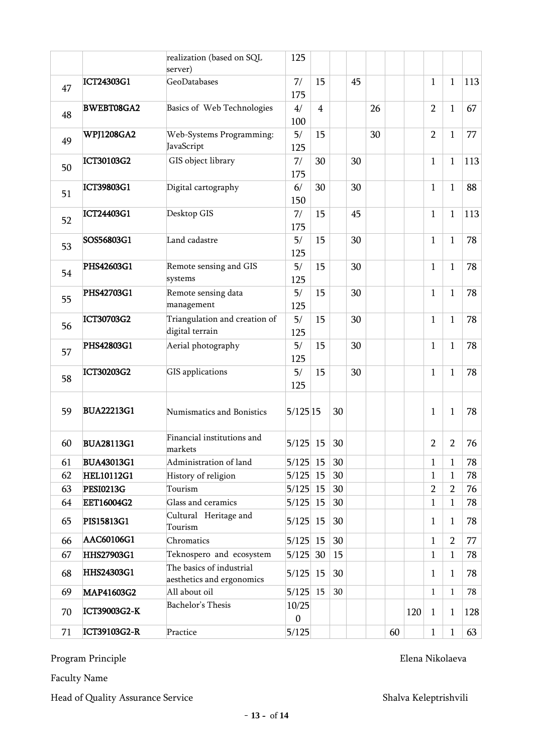| | | | | | | | | | | | | |
|---|---|---|---|---|---|---|---|---|---|---|---|---|
| | | realization (based on SQL server) | 125 | | | | | | | | | |
| 47 | ICT24303G1 | GeoDatabases | 7/ 175 | 15 | | 45 | | | | 1 | 1 | 113 |
| 48 | BWEBT08GA2 | Basics of Web Technologies | 4/ 100 | 4 | | | 26 | | | 2 | 1 | 67 |
| 49 | WPJ1208GA2 | Web-Systems Programming: JavaScript | 5/ 125 | 15 | | | 30 | | | 2 | 1 | 77 |
| 50 | ICT30103G2 | GIS object library | 7/ 175 | 30 | | 30 | | | | 1 | 1 | 113 |
| 51 | ICT39803G1 | Digital cartography | 6/ 150 | 30 | | 30 | | | | 1 | 1 | 88 |
| 52 | ICT24403G1 | Desktop GIS | 7/ 175 | 15 | | 45 | | | | 1 | 1 | 113 |
| 53 | SOS56803G1 | Land cadastre | 5/ 125 | 15 | | 30 | | | | 1 | 1 | 78 |
| 54 | PHS42603G1 | Remote sensing and GIS systems | 5/ 125 | 15 | | 30 | | | | 1 | 1 | 78 |
| 55 | PHS42703G1 | Remote sensing data management | 5/ 125 | 15 | | 30 | | | | 1 | 1 | 78 |
| 56 | ICT30703G2 | Triangulation and creation of digital terrain | 5/ 125 | 15 | | 30 | | | | 1 | 1 | 78 |
| 57 | PHS42803G1 | Aerial photography | 5/ 125 | 15 | | 30 | | | | 1 | 1 | 78 |
| 58 | ICT30203G2 | GIS applications | 5/ 125 | 15 | | 30 | | | | 1 | 1 | 78 |
| 59 | BUA22213G1 | Numismatics and Bonistics | 5/125 | 15 | 30 | | | | | 1 | 1 | 78 |
| 60 | BUA28113G1 | Financial institutions and markets | 5/125 | 15 | 30 | | | | | 2 | 2 | 76 |
| 61 | BUA43013G1 | Administration of land | 5/125 | 15 | 30 | | | | | 1 | 1 | 78 |
| 62 | HEL10112G1 | History of religion | 5/125 | 15 | 30 | | | | | 1 | 1 | 78 |
| 63 | PESI0213G | Tourism | 5/125 | 15 | 30 | | | | | 2 | 2 | 76 |
| 64 | EET16004G2 | Glass and ceramics | 5/125 | 15 | 30 | | | | | 1 | 1 | 78 |
| 65 | PIS15813G1 | Cultural Heritage and Tourism | 5/125 | 15 | 30 | | | | | 1 | 1 | 78 |
| 66 | AAC60106G1 | Chromatics | 5/125 | 15 | 30 | | | | | 1 | 2 | 77 |
| 67 | HHS27903G1 | Teknospero and ecosystem | 5/125 | 30 | 15 | | | | | 1 | 1 | 78 |
| 68 | HHS24303G1 | The basics of industrial aesthetics and ergonomics | 5/125 | 15 | 30 | | | | | 1 | 1 | 78 |
| 69 | MAP41603G2 | All about oil | 5/125 | 15 | 30 | | | | | 1 | 1 | 78 |
| 70 | ICT39003G2-K | Bachelor's Thesis | 10/250 | | | | | | 120 | 1 | 1 | 128 |
| 71 | ICT39103G2-R | Practice | 5/125 | | | | | 60 | | 1 | 1 | 63 |

Program Principle Elena Nikolaeva

Faculty Name

Head of Quality Assurance Service Shalva Keleptrishvili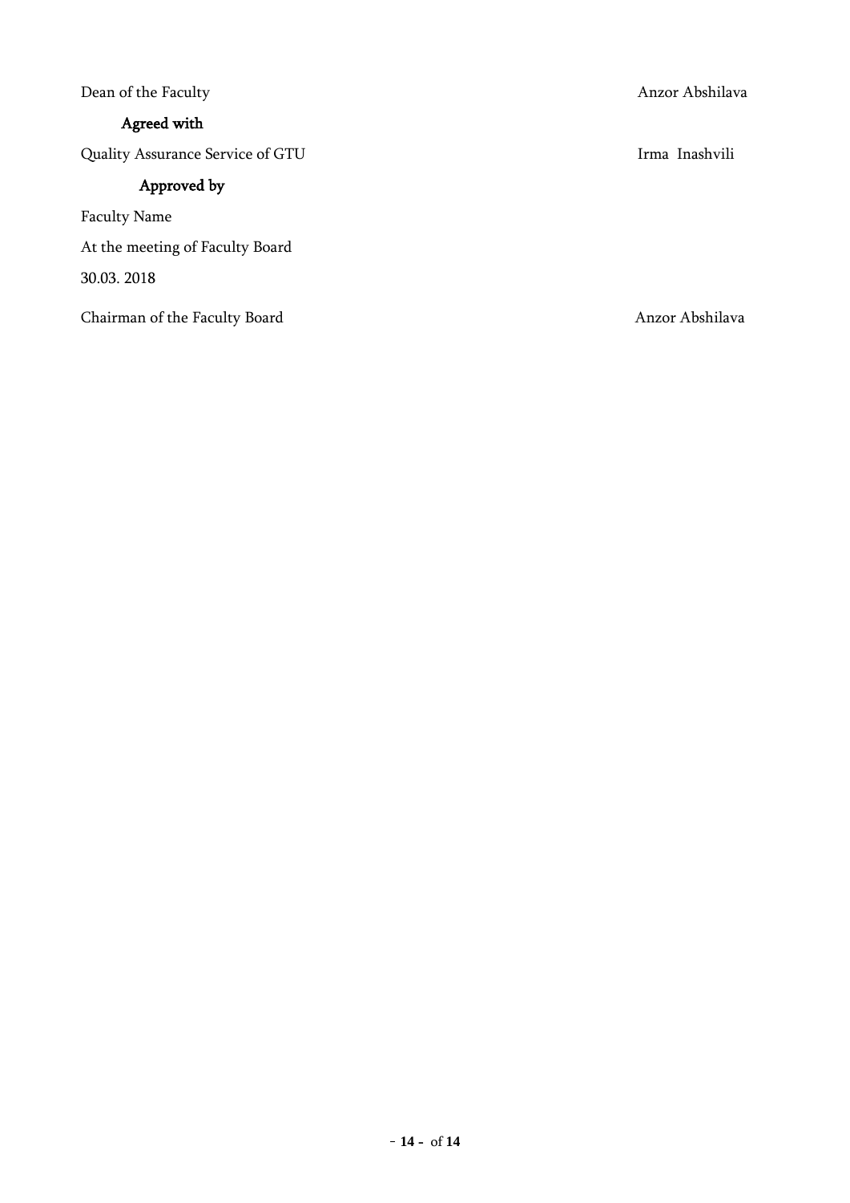Dean of the Faculty Anzor Abshilava

**Agreed with**

Quality Assurance Service of GTU Irma Inashvili

**Approved by**

Faculty Name

At the meeting of Faculty Board

30.03. 2018

Chairman of the Faculty Board Anzor Abshilava